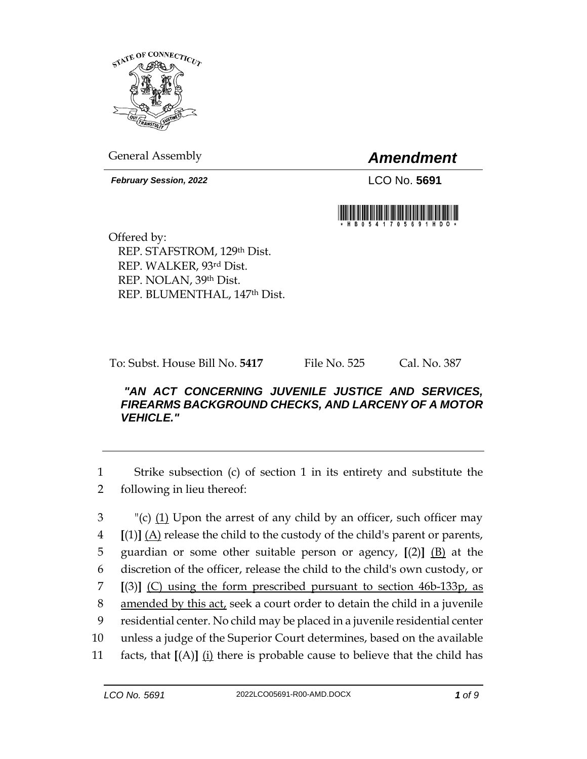STATE OF CONNECTICUT

General Assembly

# *Amendment*

***February Session, 2022***

LCO No. **5691**

\*HB05417056691HDO\*

Offered by:
REP. STAFSTROM, 129th Dist.
REP. WALKER, 93rd Dist.
REP. NOLAN, 39th Dist.
REP. BLUMENTHAL, 147th Dist.

To: Subst. House Bill No. **5417** File No. 525 Cal. No. 387

***"AN ACT CONCERNING JUVENILE JUSTICE AND SERVICES, FIREARMS BACKGROUND CHECKS, AND LARCENY OF A MOTOR VEHICLE."***

---

1 Strike subsection (c) of section 1 in its entirety and substitute the
2 following in lieu thereof:

3 "(c) <u>(1)</u> Upon the arrest of any child by an officer, such officer may
4 **[**(1)**]** <u>(A)</u> release the child to the custody of the child's parent or parents,
5 guardian or some other suitable person or agency, **[**(2)**]** <u>(B)</u> at the
6 discretion of the officer, release the child to the child's own custody, or
7 **[**(3)**]** <u>(C) using the form prescribed pursuant to section 46b-133p, as</u>
8 <u>amended by this act,</u> seek a court order to detain the child in a juvenile
9 residential center. No child may be placed in a juvenile residential center
10 unless a judge of the Superior Court determines, based on the available
11 facts, that **[**(A)**]** <u>(i)</u> there is probable cause to believe that the child has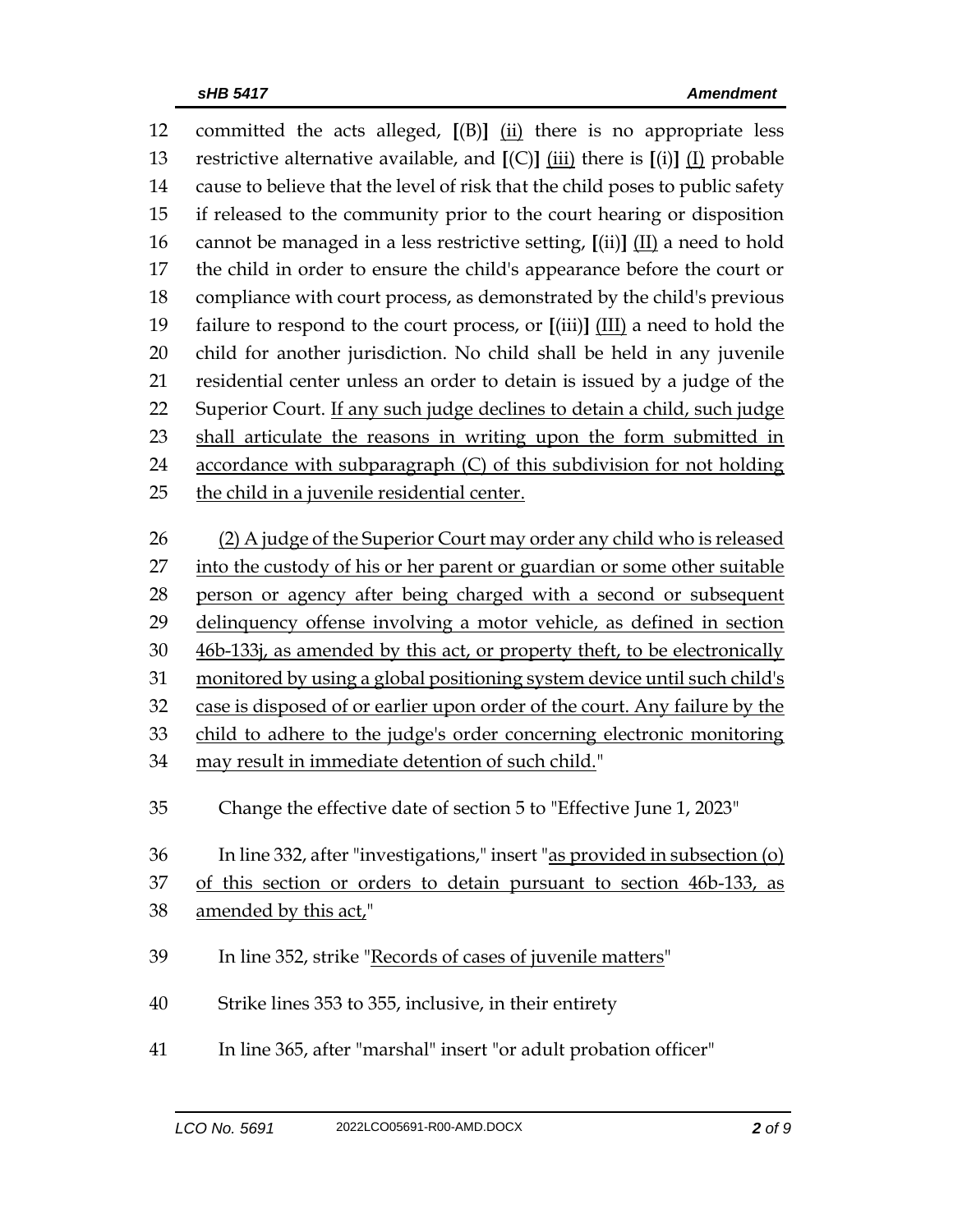12 committed the acts alleged, [(B)] <u>(ii)</u> there is no appropriate less
13 restrictive alternative available, and [(C)] <u>(iii)</u> there is [(i)] <u>(I)</u> probable
14 cause to believe that the level of risk that the child poses to public safety
15 if released to the community prior to the court hearing or disposition
16 cannot be managed in a less restrictive setting, [(ii)] <u>(II)</u> a need to hold
17 the child in order to ensure the child's appearance before the court or
18 compliance with court process, as demonstrated by the child's previous
19 failure to respond to the court process, or [(iii)] <u>(III)</u> a need to hold the
20 child for another jurisdiction. No child shall be held in any juvenile
21 residential center unless an order to detain is issued by a judge of the
22 Superior Court. <u>If any such judge declines to detain a child, such judge</u>
23 <u>shall articulate the reasons in writing upon the form submitted in</u>
24 <u>accordance with subparagraph (C) of this subdivision for not holding</u>
25 <u>the child in a juvenile residential center.</u>

26 <u>(2) A judge of the Superior Court may order any child who is released</u>
27 <u>into the custody of his or her parent or guardian or some other suitable</u>
28 <u>person or agency after being charged with a second or subsequent</u>
29 <u>delinquency offense involving a motor vehicle, as defined in section</u>
30 <u>46b-133j, as amended by this act, or property theft, to be electronically</u>
31 <u>monitored by using a global positioning system device until such child's</u>
32 <u>case is disposed of or earlier upon order of the court. Any failure by the</u>
33 <u>child to adhere to the judge's order concerning electronic monitoring</u>
34 <u>may result in immediate detention of such child.</u>"

35 Change the effective date of section 5 to "Effective June 1, 2023"

36 In line 332, after "investigations," insert "<u>as provided in subsection (o)</u>
37 <u>of this section or orders to detain pursuant to section 46b-133, as</u>
38 <u>amended by this act,</u>"

39 In line 352, strike "<u>Records of cases of juvenile matters</u>"

40 Strike lines 353 to 355, inclusive, in their entirety

41 In line 365, after "marshal" insert "or adult probation officer"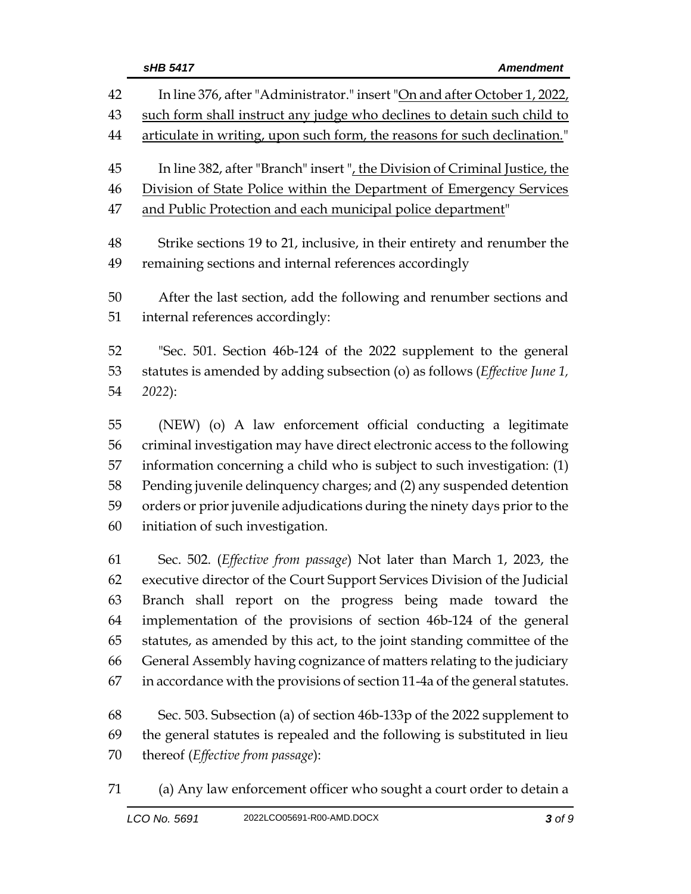In line 376, after "Administrator." insert "<u>On and after October 1, 2022, such form shall instruct any judge who declines to detain such child to articulate in writing, upon such form, the reasons for such declination.</u>"

In line 382, after "Branch" insert "<u>, the Division of Criminal Justice, the Division of State Police within the Department of Emergency Services and Public Protection and each municipal police department</u>"

Strike sections 19 to 21, inclusive, in their entirety and renumber the remaining sections and internal references accordingly

After the last section, add the following and renumber sections and internal references accordingly:

"Sec. 501. Section 46b-124 of the 2022 supplement to the general statutes is amended by adding subsection (o) as follows (*Effective June 1, 2022*):

(NEW) (o) A law enforcement official conducting a legitimate criminal investigation may have direct electronic access to the following information concerning a child who is subject to such investigation: (1) Pending juvenile delinquency charges; and (2) any suspended detention orders or prior juvenile adjudications during the ninety days prior to the initiation of such investigation.

Sec. 502. (*Effective from passage*) Not later than March 1, 2023, the executive director of the Court Support Services Division of the Judicial Branch shall report on the progress being made toward the implementation of the provisions of section 46b-124 of the general statutes, as amended by this act, to the joint standing committee of the General Assembly having cognizance of matters relating to the judiciary in accordance with the provisions of section 11-4a of the general statutes.

Sec. 503. Subsection (a) of section 46b-133p of the 2022 supplement to the general statutes is repealed and the following is substituted in lieu thereof (*Effective from passage*):

(a) Any law enforcement officer who sought a court order to detain a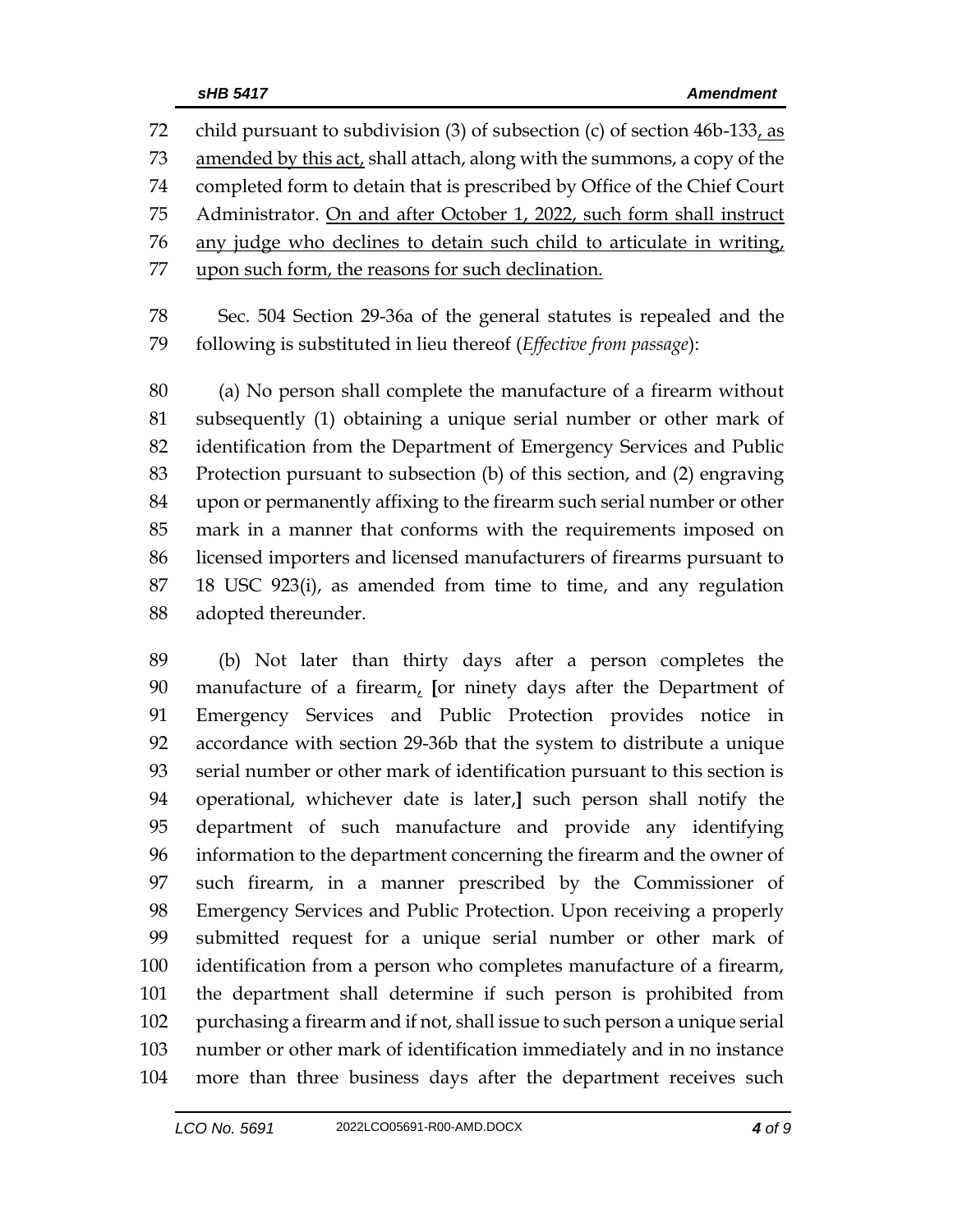72 child pursuant to subdivision (3) of subsection (c) of section 46b-133, as
73 amended by this act, shall attach, along with the summons, a copy of the
74 completed form to detain that is prescribed by Office of the Chief Court
75 Administrator. On and after October 1, 2022, such form shall instruct
76 any judge who declines to detain such child to articulate in writing,
77 upon such form, the reasons for such declination.

78 Sec. 504 Section 29-36a of the general statutes is repealed and the
79 following is substituted in lieu thereof (*Effective from passage*):

80 (a) No person shall complete the manufacture of a firearm without
81 subsequently (1) obtaining a unique serial number or other mark of
82 identification from the Department of Emergency Services and Public
83 Protection pursuant to subsection (b) of this section, and (2) engraving
84 upon or permanently affixing to the firearm such serial number or other
85 mark in a manner that conforms with the requirements imposed on
86 licensed importers and licensed manufacturers of firearms pursuant to
87 18 USC 923(i), as amended from time to time, and any regulation
88 adopted thereunder.

89 (b) Not later than thirty days after a person completes the
90 manufacture of a firearm, **[**or ninety days after the Department of
91 Emergency Services and Public Protection provides notice in
92 accordance with section 29-36b that the system to distribute a unique
93 serial number or other mark of identification pursuant to this section is
94 operational, whichever date is later,**]** such person shall notify the
95 department of such manufacture and provide any identifying
96 information to the department concerning the firearm and the owner of
97 such firearm, in a manner prescribed by the Commissioner of
98 Emergency Services and Public Protection. Upon receiving a properly
99 submitted request for a unique serial number or other mark of
100 identification from a person who completes manufacture of a firearm,
101 the department shall determine if such person is prohibited from
102 purchasing a firearm and if not, shall issue to such person a unique serial
103 number or other mark of identification immediately and in no instance
104 more than three business days after the department receives such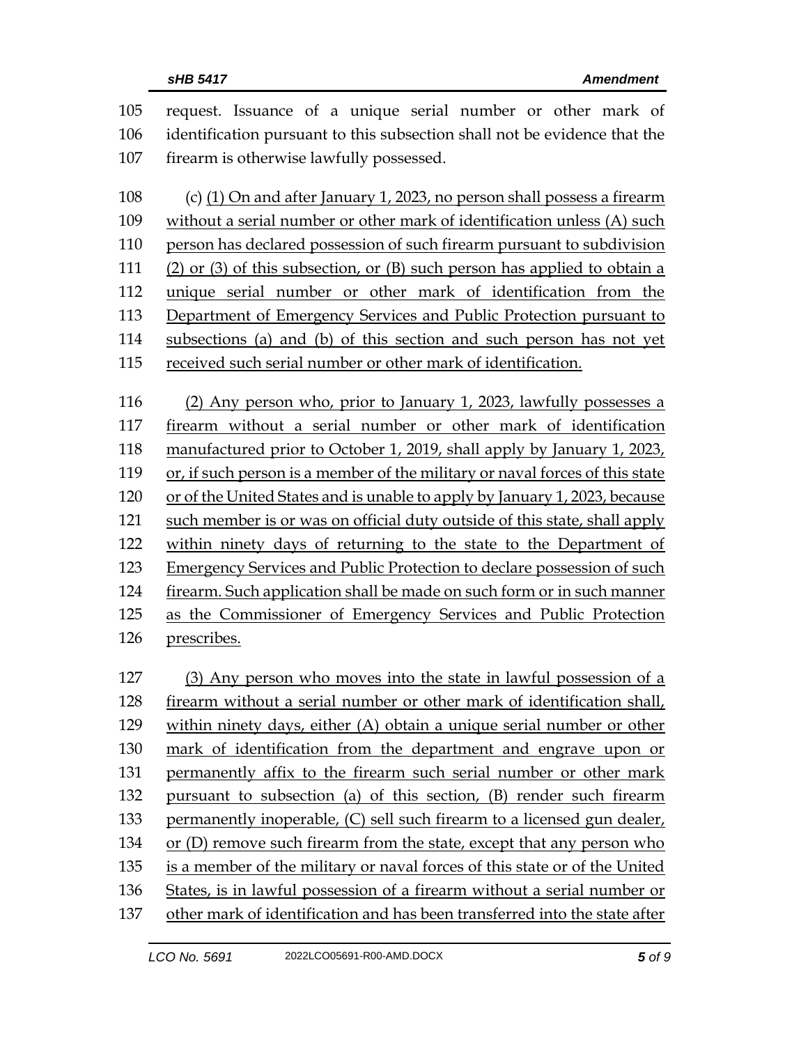request. Issuance of a unique serial number or other mark of identification pursuant to this subsection shall not be evidence that the firearm is otherwise lawfully possessed.

(c) <u>(1) On and after January 1, 2023, no person shall possess a firearm without a serial number or other mark of identification unless (A) such person has declared possession of such firearm pursuant to subdivision (2) or (3) of this subsection, or (B) such person has applied to obtain a unique serial number or other mark of identification from the Department of Emergency Services and Public Protection pursuant to subsections (a) and (b) of this section and such person has not yet received such serial number or other mark of identification.</u>

<u>(2) Any person who, prior to January 1, 2023, lawfully possesses a firearm without a serial number or other mark of identification manufactured prior to October 1, 2019, shall apply by January 1, 2023, or, if such person is a member of the military or naval forces of this state or of the United States and is unable to apply by January 1, 2023, because such member is or was on official duty outside of this state, shall apply within ninety days of returning to the state to the Department of Emergency Services and Public Protection to declare possession of such firearm. Such application shall be made on such form or in such manner as the Commissioner of Emergency Services and Public Protection prescribes.</u>

<u>(3) Any person who moves into the state in lawful possession of a firearm without a serial number or other mark of identification shall, within ninety days, either (A) obtain a unique serial number or other mark of identification from the department and engrave upon or permanently affix to the firearm such serial number or other mark pursuant to subsection (a) of this section, (B) render such firearm permanently inoperable, (C) sell such firearm to a licensed gun dealer, or (D) remove such firearm from the state, except that any person who is a member of the military or naval forces of this state or of the United States, is in lawful possession of a firearm without a serial number or other mark of identification and has been transferred into the state after</u>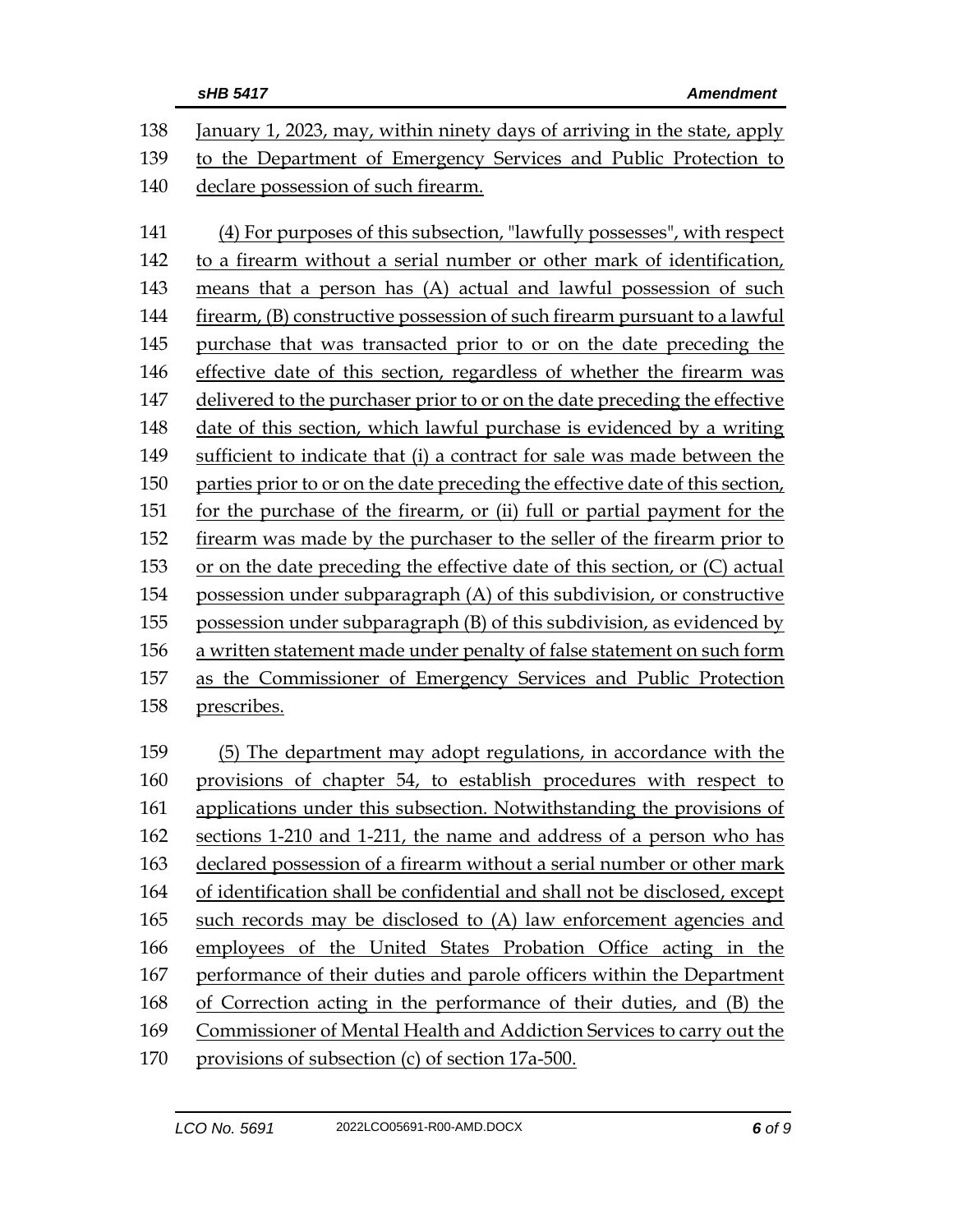January 1, 2023, may, within ninety days of arriving in the state, apply to the Department of Emergency Services and Public Protection to declare possession of such firearm.

(4) For purposes of this subsection, "lawfully possesses", with respect to a firearm without a serial number or other mark of identification, means that a person has (A) actual and lawful possession of such firearm, (B) constructive possession of such firearm pursuant to a lawful purchase that was transacted prior to or on the date preceding the effective date of this section, regardless of whether the firearm was delivered to the purchaser prior to or on the date preceding the effective date of this section, which lawful purchase is evidenced by a writing sufficient to indicate that (i) a contract for sale was made between the parties prior to or on the date preceding the effective date of this section, for the purchase of the firearm, or (ii) full or partial payment for the firearm was made by the purchaser to the seller of the firearm prior to or on the date preceding the effective date of this section, or (C) actual possession under subparagraph (A) of this subdivision, or constructive possession under subparagraph (B) of this subdivision, as evidenced by a written statement made under penalty of false statement on such form as the Commissioner of Emergency Services and Public Protection prescribes.

(5) The department may adopt regulations, in accordance with the provisions of chapter 54, to establish procedures with respect to applications under this subsection. Notwithstanding the provisions of sections 1-210 and 1-211, the name and address of a person who has declared possession of a firearm without a serial number or other mark of identification shall be confidential and shall not be disclosed, except such records may be disclosed to (A) law enforcement agencies and employees of the United States Probation Office acting in the performance of their duties and parole officers within the Department of Correction acting in the performance of their duties, and (B) the Commissioner of Mental Health and Addiction Services to carry out the provisions of subsection (c) of section 17a-500.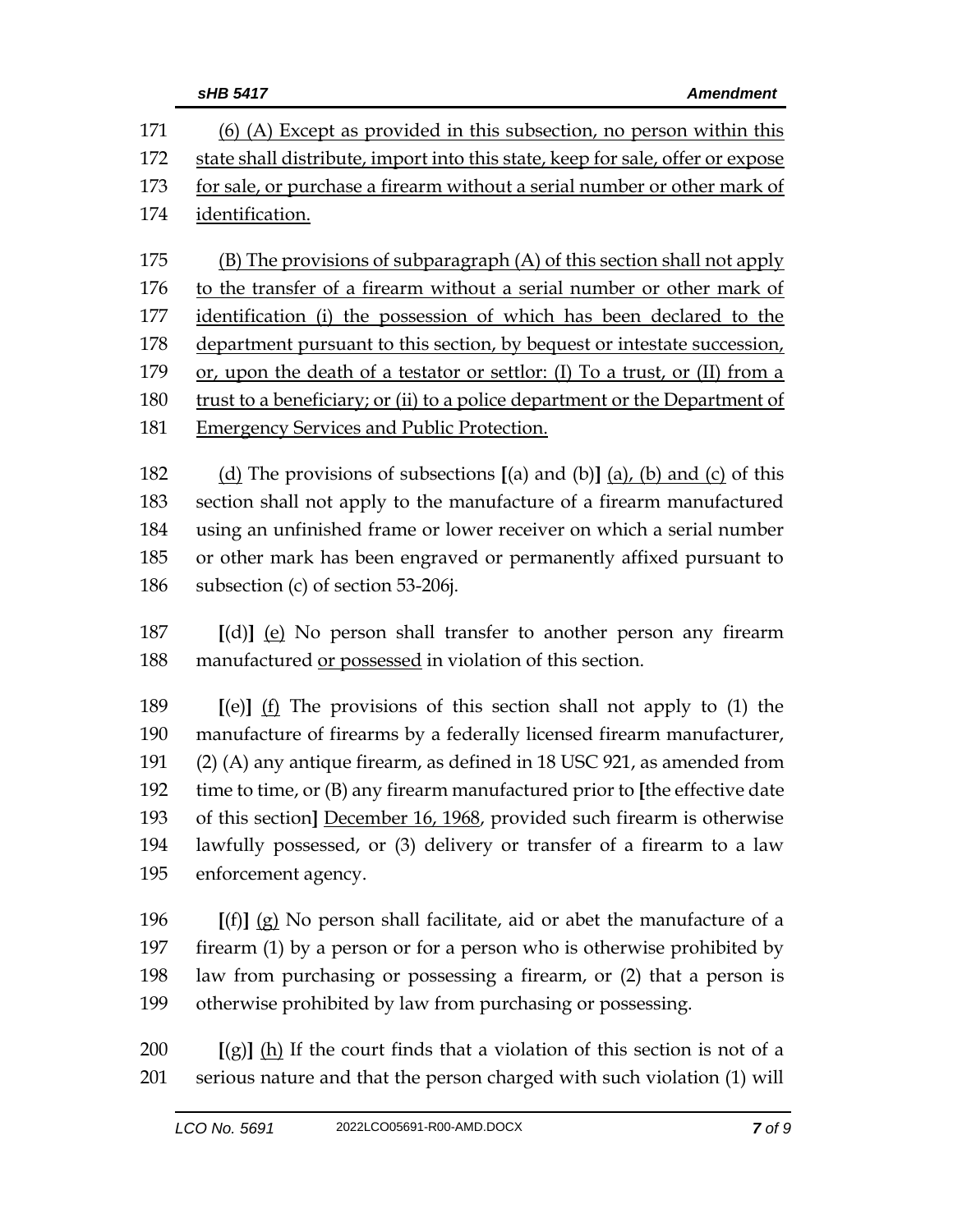171 (6) (A) Except as provided in this subsection, no person within this
172 state shall distribute, import into this state, keep for sale, offer or expose
173 for sale, or purchase a firearm without a serial number or other mark of
174 identification.

175 (B) The provisions of subparagraph (A) of this section shall not apply
176 to the transfer of a firearm without a serial number or other mark of
177 identification (i) the possession of which has been declared to the
178 department pursuant to this section, by bequest or intestate succession,
179 or, upon the death of a testator or settlor: (I) To a trust, or (II) from a
180 trust to a beneficiary; or (ii) to a police department or the Department of
181 Emergency Services and Public Protection.

182 (d) The provisions of subsections [(a) and (b)] (a), (b) and (c) of this
183 section shall not apply to the manufacture of a firearm manufactured
184 using an unfinished frame or lower receiver on which a serial number
185 or other mark has been engraved or permanently affixed pursuant to
186 subsection (c) of section 53-206j.

187 [(d)] (e) No person shall transfer to another person any firearm
188 manufactured or possessed in violation of this section.

189 [(e)] (f) The provisions of this section shall not apply to (1) the
190 manufacture of firearms by a federally licensed firearm manufacturer,
191 (2) (A) any antique firearm, as defined in 18 USC 921, as amended from
192 time to time, or (B) any firearm manufactured prior to [the effective date
193 of this section] December 16, 1968, provided such firearm is otherwise
194 lawfully possessed, or (3) delivery or transfer of a firearm to a law
195 enforcement agency.

196 [(f)] (g) No person shall facilitate, aid or abet the manufacture of a
197 firearm (1) by a person or for a person who is otherwise prohibited by
198 law from purchasing or possessing a firearm, or (2) that a person is
199 otherwise prohibited by law from purchasing or possessing.

200 [(g)] (h) If the court finds that a violation of this section is not of a
201 serious nature and that the person charged with such violation (1) will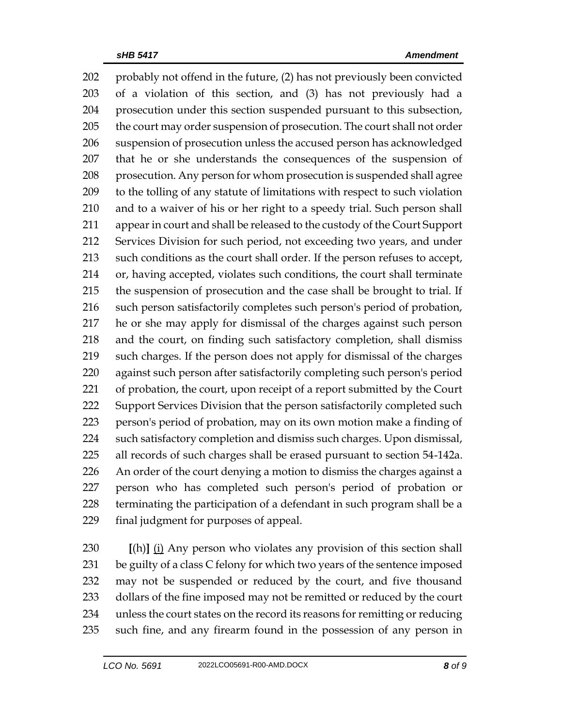probably not offend in the future, (2) has not previously been convicted of a violation of this section, and (3) has not previously had a prosecution under this section suspended pursuant to this subsection, the court may order suspension of prosecution. The court shall not order suspension of prosecution unless the accused person has acknowledged that he or she understands the consequences of the suspension of prosecution. Any person for whom prosecution is suspended shall agree to the tolling of any statute of limitations with respect to such violation and to a waiver of his or her right to a speedy trial. Such person shall appear in court and shall be released to the custody of the Court Support Services Division for such period, not exceeding two years, and under such conditions as the court shall order. If the person refuses to accept, or, having accepted, violates such conditions, the court shall terminate the suspension of prosecution and the case shall be brought to trial. If such person satisfactorily completes such person's period of probation, he or she may apply for dismissal of the charges against such person and the court, on finding such satisfactory completion, shall dismiss such charges. If the person does not apply for dismissal of the charges against such person after satisfactorily completing such person's period of probation, the court, upon receipt of a report submitted by the Court Support Services Division that the person satisfactorily completed such person's period of probation, may on its own motion make a finding of such satisfactory completion and dismiss such charges. Upon dismissal, all records of such charges shall be erased pursuant to section 54-142a. An order of the court denying a motion to dismiss the charges against a person who has completed such person's period of probation or terminating the participation of a defendant in such program shall be a final judgment for purposes of appeal.

**[**(h)**]** <u>(i)</u> Any person who violates any provision of this section shall be guilty of a class C felony for which two years of the sentence imposed may not be suspended or reduced by the court, and five thousand dollars of the fine imposed may not be remitted or reduced by the court unless the court states on the record its reasons for remitting or reducing such fine, and any firearm found in the possession of any person in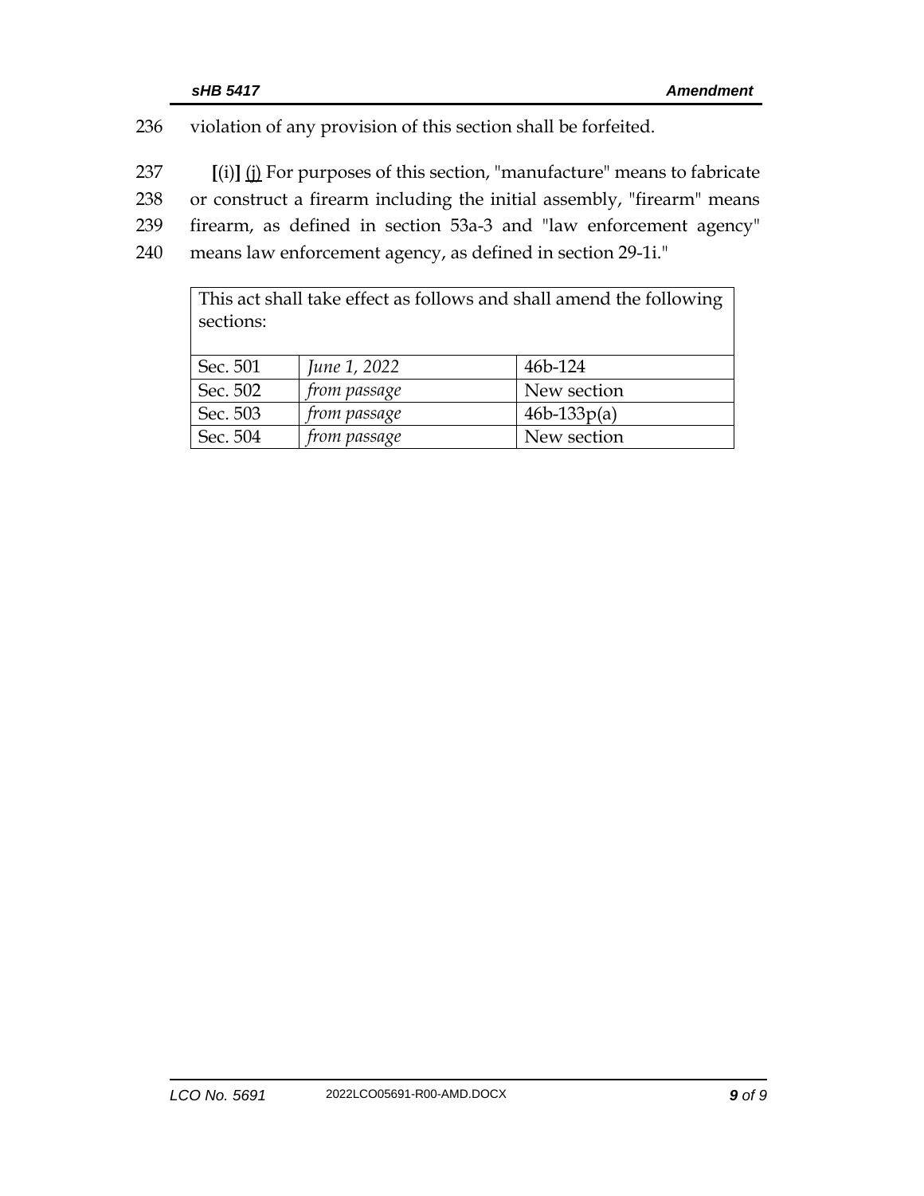236 violation of any provision of this section shall be forfeited.

237 **[**(i)**]** <u>(j)</u> For purposes of this section, "manufacture" means to fabricate
238 or construct a firearm including the initial assembly, "firearm" means
239 firearm, as defined in section 53a-3 and "law enforcement agency"
240 means law enforcement agency, as defined in section 29-1i."

| This act shall take effect as follows and shall amend the following sections: | | |
|---|---|---|
| Sec. 501 | *June 1, 2022* | 46b-124 |
| Sec. 502 | *from passage* | New section |
| Sec. 503 | *from passage* | 46b-133p(a) |
| Sec. 504 | *from passage* | New section |